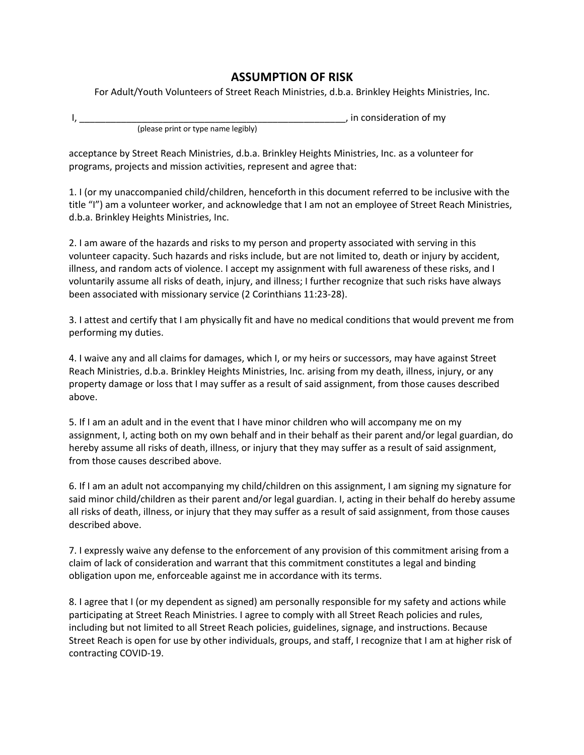# ASSUMPTION OF RISK

For Adult/Youth Volunteers of Street Reach Ministries, d.b.a. Brinkley Heights Ministries, Inc.

I, _____________________________________________________, in consideration of my
(please print or type name legibly)

acceptance by Street Reach Ministries, d.b.a. Brinkley Heights Ministries, Inc. as a volunteer for programs, projects and mission activities, represent and agree that:

1. I (or my unaccompanied child/children, henceforth in this document referred to be inclusive with the title "I") am a volunteer worker, and acknowledge that I am not an employee of Street Reach Ministries, d.b.a. Brinkley Heights Ministries, Inc.

2. I am aware of the hazards and risks to my person and property associated with serving in this volunteer capacity. Such hazards and risks include, but are not limited to, death or injury by accident, illness, and random acts of violence. I accept my assignment with full awareness of these risks, and I voluntarily assume all risks of death, injury, and illness; I further recognize that such risks have always been associated with missionary service (2 Corinthians 11:23-28).

3. I attest and certify that I am physically fit and have no medical conditions that would prevent me from performing my duties.

4. I waive any and all claims for damages, which I, or my heirs or successors, may have against Street Reach Ministries, d.b.a. Brinkley Heights Ministries, Inc. arising from my death, illness, injury, or any property damage or loss that I may suffer as a result of said assignment, from those causes described above.

5. If I am an adult and in the event that I have minor children who will accompany me on my assignment, I, acting both on my own behalf and in their behalf as their parent and/or legal guardian, do hereby assume all risks of death, illness, or injury that they may suffer as a result of said assignment, from those causes described above.

6. If I am an adult not accompanying my child/children on this assignment, I am signing my signature for said minor child/children as their parent and/or legal guardian. I, acting in their behalf do hereby assume all risks of death, illness, or injury that they may suffer as a result of said assignment, from those causes described above.

7. I expressly waive any defense to the enforcement of any provision of this commitment arising from a claim of lack of consideration and warrant that this commitment constitutes a legal and binding obligation upon me, enforceable against me in accordance with its terms.

8. I agree that I (or my dependent as signed) am personally responsible for my safety and actions while participating at Street Reach Ministries. I agree to comply with all Street Reach policies and rules, including but not limited to all Street Reach policies, guidelines, signage, and instructions. Because Street Reach is open for use by other individuals, groups, and staff, I recognize that I am at higher risk of contracting COVID-19.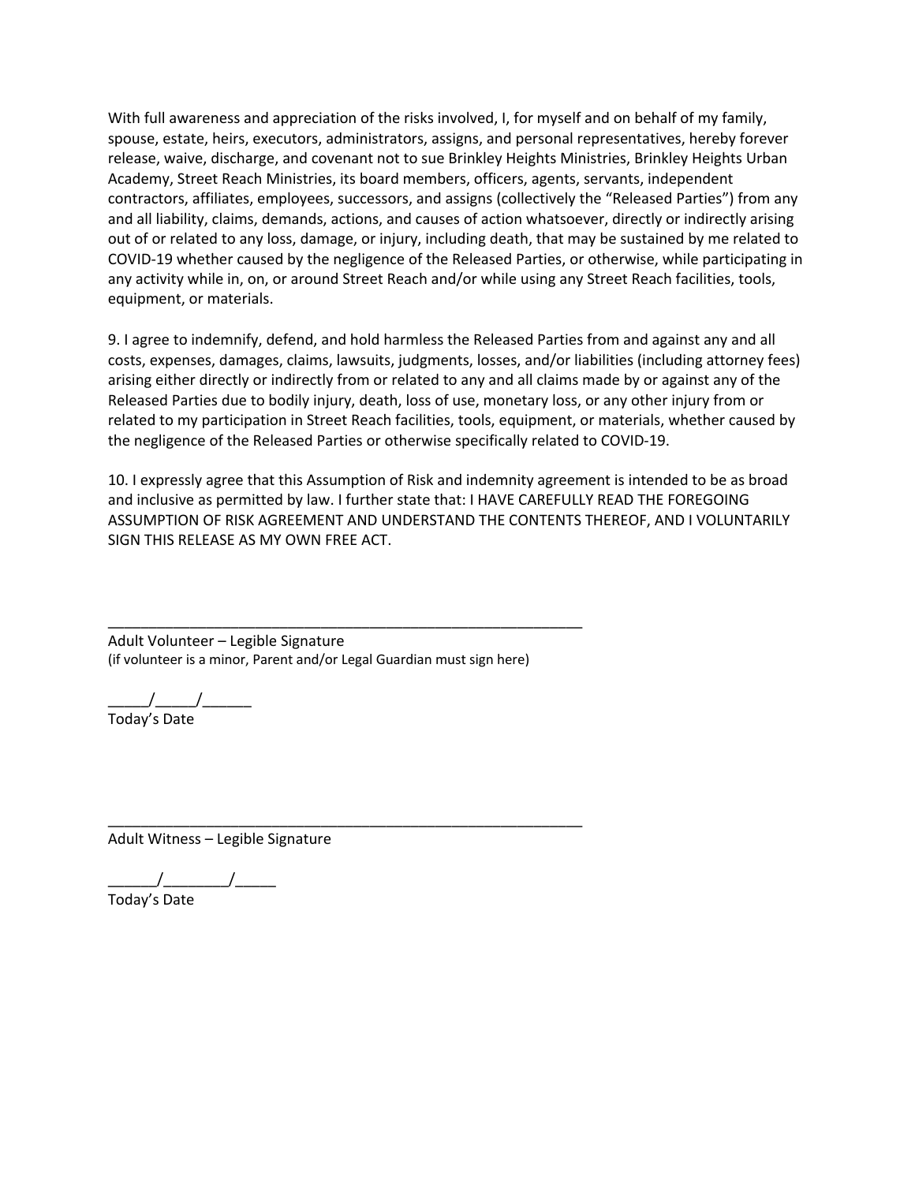With full awareness and appreciation of the risks involved, I, for myself and on behalf of my family, spouse, estate, heirs, executors, administrators, assigns, and personal representatives, hereby forever release, waive, discharge, and covenant not to sue Brinkley Heights Ministries, Brinkley Heights Urban Academy, Street Reach Ministries, its board members, officers, agents, servants, independent contractors, affiliates, employees, successors, and assigns (collectively the "Released Parties") from any and all liability, claims, demands, actions, and causes of action whatsoever, directly or indirectly arising out of or related to any loss, damage, or injury, including death, that may be sustained by me related to COVID-19 whether caused by the negligence of the Released Parties, or otherwise, while participating in any activity while in, on, or around Street Reach and/or while using any Street Reach facilities, tools, equipment, or materials.

9. I agree to indemnify, defend, and hold harmless the Released Parties from and against any and all costs, expenses, damages, claims, lawsuits, judgments, losses, and/or liabilities (including attorney fees) arising either directly or indirectly from or related to any and all claims made by or against any of the Released Parties due to bodily injury, death, loss of use, monetary loss, or any other injury from or related to my participation in Street Reach facilities, tools, equipment, or materials, whether caused by the negligence of the Released Parties or otherwise specifically related to COVID-19.

10. I expressly agree that this Assumption of Risk and indemnity agreement is intended to be as broad and inclusive as permitted by law. I further state that: I HAVE CAREFULLY READ THE FOREGOING ASSUMPTION OF RISK AGREEMENT AND UNDERSTAND THE CONTENTS THEREOF, AND I VOLUNTARILY SIGN THIS RELEASE AS MY OWN FREE ACT.

____________________________________________________________

Adult Volunteer – Legible Signature
(if volunteer is a minor, Parent and/or Legal Guardian must sign here)

_____/_____/______

Today's Date

____________________________________________________________

Adult Witness – Legible Signature

______/________/_____

Today's Date